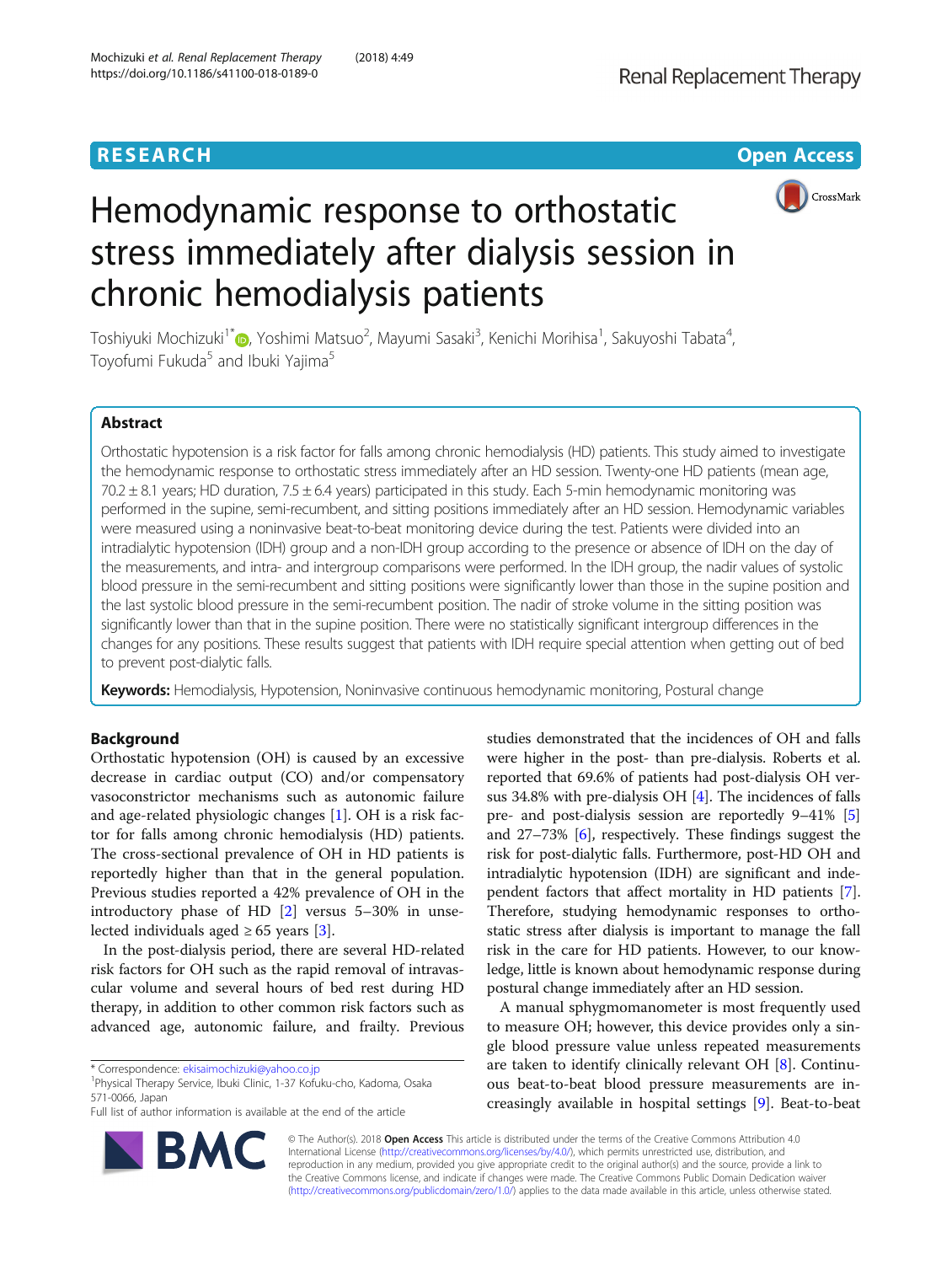**RESEARCH** **Open Access**

# Hemodynamic response to orthostatic stress immediately after dialysis session in chronic hemodialysis patients

Toshiyuki Mochizuki[1*], Yoshimi Matsuo[2], Mayumi Sasaki[3], Kenichi Morihisa[1], Sakuyoshi Tabata[4], Toyofumi Fukuda[5] and Ibuki Yajima[5]

## Abstract

Orthostatic hypotension is a risk factor for falls among chronic hemodialysis (HD) patients. This study aimed to investigate the hemodynamic response to orthostatic stress immediately after an HD session. Twenty-one HD patients (mean age, 70.2 ± 8.1 years; HD duration, 7.5 ± 6.4 years) participated in this study. Each 5-min hemodynamic monitoring was performed in the supine, semi-recumbent, and sitting positions immediately after an HD session. Hemodynamic variables were measured using a noninvasive beat-to-beat monitoring device during the test. Patients were divided into an intradialytic hypotension (IDH) group and a non-IDH group according to the presence or absence of IDH on the day of the measurements, and intra- and intergroup comparisons were performed. In the IDH group, the nadir values of systolic blood pressure in the semi-recumbent and sitting positions were significantly lower than those in the supine position and the last systolic blood pressure in the semi-recumbent position. The nadir of stroke volume in the sitting position was significantly lower than that in the supine position. There were no statistically significant intergroup differences in the changes for any positions. These results suggest that patients with IDH require special attention when getting out of bed to prevent post-dialytic falls.

**Keywords:** Hemodialysis, Hypotension, Noninvasive continuous hemodynamic monitoring, Postural change

## Background

Orthostatic hypotension (OH) is caused by an excessive decrease in cardiac output (CO) and/or compensatory vasoconstrictor mechanisms such as autonomic failure and age-related physiologic changes [1]. OH is a risk factor for falls among chronic hemodialysis (HD) patients. The cross-sectional prevalence of OH in HD patients is reportedly higher than that in the general population. Previous studies reported a 42% prevalence of OH in the introductory phase of HD [2] versus 5–30% in unselected individuals aged ≥ 65 years [3].

In the post-dialysis period, there are several HD-related risk factors for OH such as the rapid removal of intravascular volume and several hours of bed rest during HD therapy, in addition to other common risk factors such as advanced age, autonomic failure, and frailty. Previous studies demonstrated that the incidences of OH and falls were higher in the post- than pre-dialysis. Roberts et al. reported that 69.6% of patients had post-dialysis OH versus 34.8% with pre-dialysis OH [4]. The incidences of falls pre- and post-dialysis session are reportedly 9–41% [5] and 27–73% [6], respectively. These findings suggest the risk for post-dialytic falls. Furthermore, post-HD OH and intradialytic hypotension (IDH) are significant and independent factors that affect mortality in HD patients [7]. Therefore, studying hemodynamic responses to orthostatic stress after dialysis is important to manage the fall risk in the care for HD patients. However, to our knowledge, little is known about hemodynamic response during postural change immediately after an HD session.

A manual sphygmomanometer is most frequently used to measure OH; however, this device provides only a single blood pressure value unless repeated measurements are taken to identify clinically relevant OH [8]. Continuous beat-to-beat blood pressure measurements are increasingly available in hospital settings [9]. Beat-to-beat

\* Correspondence: ekisaimochizuki@yahoo.co.jp
[1]Physical Therapy Service, Ibuki Clinic, 1-37 Kofuku-cho, Kadoma, Osaka 571-0066, Japan
Full list of author information is available at the end of the article

© The Author(s). 2018 **Open Access** This article is distributed under the terms of the Creative Commons Attribution 4.0 International License (http://creativecommons.org/licenses/by/4.0/), which permits unrestricted use, distribution, and reproduction in any medium, provided you give appropriate credit to the original author(s) and the source, provide a link to the Creative Commons license, and indicate if changes were made. The Creative Commons Public Domain Dedication waiver (http://creativecommons.org/publicdomain/zero/1.0/) applies to the data made available in this article, unless otherwise stated.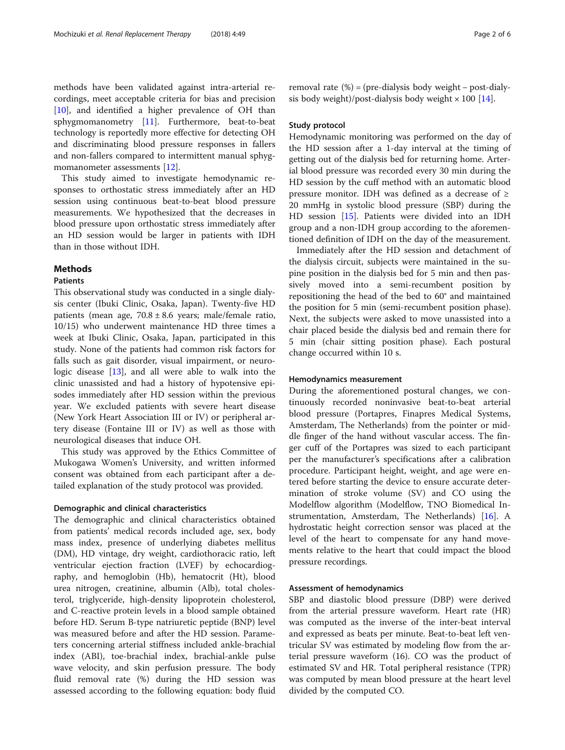methods have been validated against intra-arterial recordings, meet acceptable criteria for bias and precision [10], and identified a higher prevalence of OH than sphygmomanometry [11]. Furthermore, beat-to-beat technology is reportedly more effective for detecting OH and discriminating blood pressure responses in fallers and non-fallers compared to intermittent manual sphygmomanometer assessments [12].

This study aimed to investigate hemodynamic responses to orthostatic stress immediately after an HD session using continuous beat-to-beat blood pressure measurements. We hypothesized that the decreases in blood pressure upon orthostatic stress immediately after an HD session would be larger in patients with IDH than in those without IDH.

## Methods

### Patients

This observational study was conducted in a single dialysis center (Ibuki Clinic, Osaka, Japan). Twenty-five HD patients (mean age, 70.8 ± 8.6 years; male/female ratio, 10/15) who underwent maintenance HD three times a week at Ibuki Clinic, Osaka, Japan, participated in this study. None of the patients had common risk factors for falls such as gait disorder, visual impairment, or neurologic disease [13], and all were able to walk into the clinic unassisted and had a history of hypotensive episodes immediately after HD session within the previous year. We excluded patients with severe heart disease (New York Heart Association III or IV) or peripheral artery disease (Fontaine III or IV) as well as those with neurological diseases that induce OH.

This study was approved by the Ethics Committee of Mukogawa Women's University, and written informed consent was obtained from each participant after a detailed explanation of the study protocol was provided.

### Demographic and clinical characteristics

The demographic and clinical characteristics obtained from patients' medical records included age, sex, body mass index, presence of underlying diabetes mellitus (DM), HD vintage, dry weight, cardiothoracic ratio, left ventricular ejection fraction (LVEF) by echocardiography, and hemoglobin (Hb), hematocrit (Ht), blood urea nitrogen, creatinine, albumin (Alb), total cholesterol, triglyceride, high-density lipoprotein cholesterol, and C-reactive protein levels in a blood sample obtained before HD. Serum B-type natriuretic peptide (BNP) level was measured before and after the HD session. Parameters concerning arterial stiffness included ankle-brachial index (ABI), toe-brachial index, brachial-ankle pulse wave velocity, and skin perfusion pressure. The body fluid removal rate (%) during the HD session was assessed according to the following equation: body fluid removal rate (%) = (pre-dialysis body weight – post-dialysis body weight)/post-dialysis body weight × 100 [14].

### Study protocol

Hemodynamic monitoring was performed on the day of the HD session after a 1-day interval at the timing of getting out of the dialysis bed for returning home. Arterial blood pressure was recorded every 30 min during the HD session by the cuff method with an automatic blood pressure monitor. IDH was defined as a decrease of ≥ 20 mmHg in systolic blood pressure (SBP) during the HD session [15]. Patients were divided into an IDH group and a non-IDH group according to the aforementioned definition of IDH on the day of the measurement.

Immediately after the HD session and detachment of the dialysis circuit, subjects were maintained in the supine position in the dialysis bed for 5 min and then passively moved into a semi-recumbent position by repositioning the head of the bed to 60° and maintained the position for 5 min (semi-recumbent position phase). Next, the subjects were asked to move unassisted into a chair placed beside the dialysis bed and remain there for 5 min (chair sitting position phase). Each postural change occurred within 10 s.

### Hemodynamics measurement

During the aforementioned postural changes, we continuously recorded noninvasive beat-to-beat arterial blood pressure (Portapres, Finapres Medical Systems, Amsterdam, The Netherlands) from the pointer or middle finger of the hand without vascular access. The finger cuff of the Portapres was sized to each participant per the manufacturer's specifications after a calibration procedure. Participant height, weight, and age were entered before starting the device to ensure accurate determination of stroke volume (SV) and CO using the Modelflow algorithm (Modelflow, TNO Biomedical Instrumentation, Amsterdam, The Netherlands) [16]. A hydrostatic height correction sensor was placed at the level of the heart to compensate for any hand movements relative to the heart that could impact the blood pressure recordings.

### Assessment of hemodynamics

SBP and diastolic blood pressure (DBP) were derived from the arterial pressure waveform. Heart rate (HR) was computed as the inverse of the inter-beat interval and expressed as beats per minute. Beat-to-beat left ventricular SV was estimated by modeling flow from the arterial pressure waveform (16). CO was the product of estimated SV and HR. Total peripheral resistance (TPR) was computed by mean blood pressure at the heart level divided by the computed CO.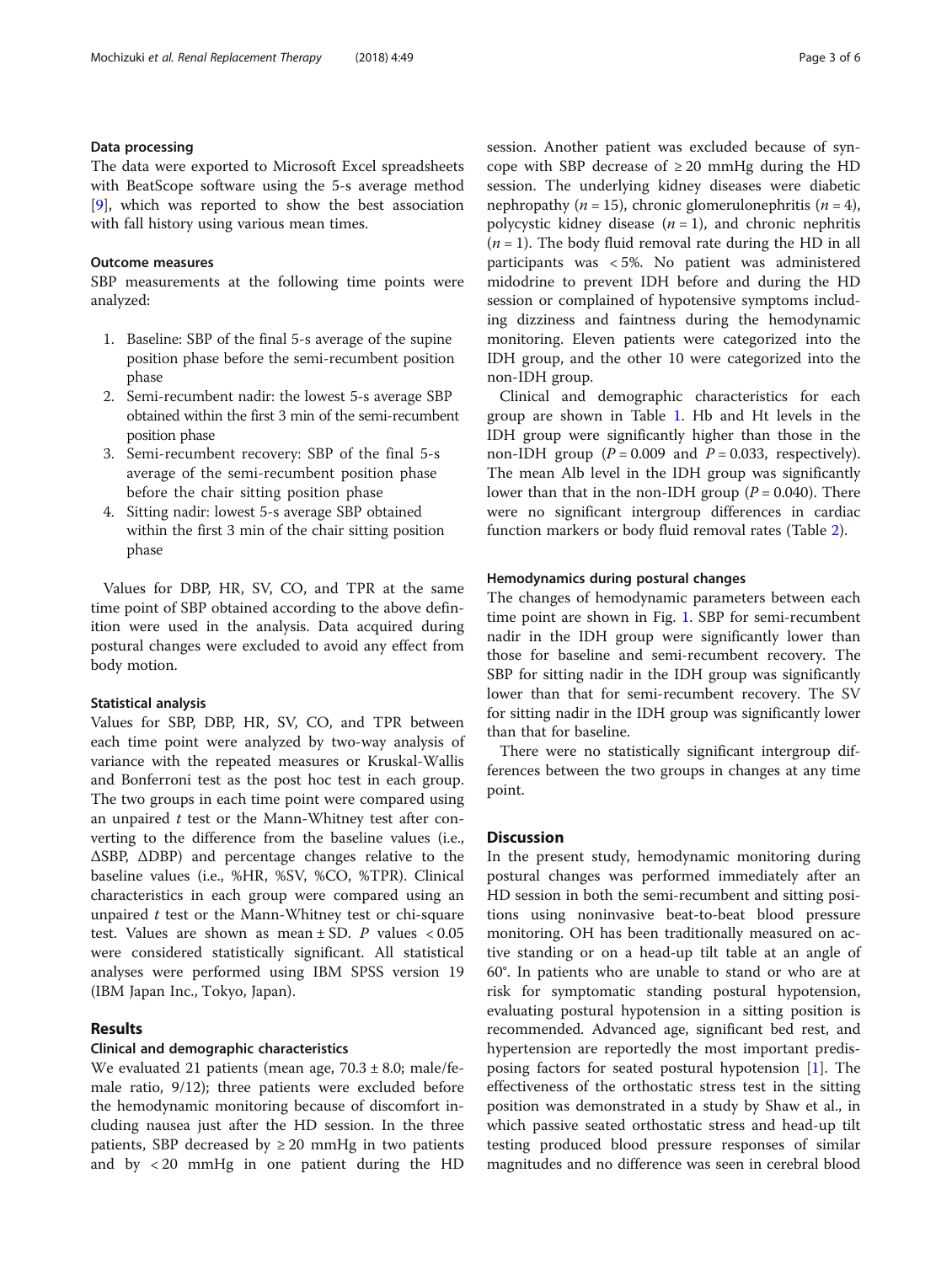### Data processing

The data were exported to Microsoft Excel spreadsheets with BeatScope software using the 5-s average method [9], which was reported to show the best association with fall history using various mean times.

### Outcome measures

SBP measurements at the following time points were analyzed:

1. Baseline: SBP of the final 5-s average of the supine position phase before the semi-recumbent position phase
2. Semi-recumbent nadir: the lowest 5-s average SBP obtained within the first 3 min of the semi-recumbent position phase
3. Semi-recumbent recovery: SBP of the final 5-s average of the semi-recumbent position phase before the chair sitting position phase
4. Sitting nadir: lowest 5-s average SBP obtained within the first 3 min of the chair sitting position phase

Values for DBP, HR, SV, CO, and TPR at the same time point of SBP obtained according to the above definition were used in the analysis. Data acquired during postural changes were excluded to avoid any effect from body motion.

### Statistical analysis

Values for SBP, DBP, HR, SV, CO, and TPR between each time point were analyzed by two-way analysis of variance with the repeated measures or Kruskal-Wallis and Bonferroni test as the post hoc test in each group. The two groups in each time point were compared using an unpaired *t* test or the Mann-Whitney test after converting to the difference from the baseline values (i.e., ΔSBP, ΔDBP) and percentage changes relative to the baseline values (i.e., %HR, %SV, %CO, %TPR). Clinical characteristics in each group were compared using an unpaired *t* test or the Mann-Whitney test or chi-square test. Values are shown as mean ± SD. *P* values < 0.05 were considered statistically significant. All statistical analyses were performed using IBM SPSS version 19 (IBM Japan Inc., Tokyo, Japan).

## Results

### Clinical and demographic characteristics

We evaluated 21 patients (mean age, 70.3 ± 8.0; male/female ratio, 9/12); three patients were excluded before the hemodynamic monitoring because of discomfort including nausea just after the HD session. In the three patients, SBP decreased by ≥ 20 mmHg in two patients and by < 20 mmHg in one patient during the HD session. Another patient was excluded because of syncope with SBP decrease of ≥ 20 mmHg during the HD session. The underlying kidney diseases were diabetic nephropathy (*n* = 15), chronic glomerulonephritis (*n* = 4), polycystic kidney disease (*n* = 1), and chronic nephritis (*n* = 1). The body fluid removal rate during the HD in all participants was < 5%. No patient was administered midodrine to prevent IDH before and during the HD session or complained of hypotensive symptoms including dizziness and faintness during the hemodynamic monitoring. Eleven patients were categorized into the IDH group, and the other 10 were categorized into the non-IDH group.

Clinical and demographic characteristics for each group are shown in Table 1. Hb and Ht levels in the IDH group were significantly higher than those in the non-IDH group (*P* = 0.009 and *P* = 0.033, respectively). The mean Alb level in the IDH group was significantly lower than that in the non-IDH group (*P* = 0.040). There were no significant intergroup differences in cardiac function markers or body fluid removal rates (Table 2).

### Hemodynamics during postural changes

The changes of hemodynamic parameters between each time point are shown in Fig. 1. SBP for semi-recumbent nadir in the IDH group were significantly lower than those for baseline and semi-recumbent recovery. The SBP for sitting nadir in the IDH group was significantly lower than that for semi-recumbent recovery. The SV for sitting nadir in the IDH group was significantly lower than that for baseline.

There were no statistically significant intergroup differences between the two groups in changes at any time point.

## Discussion

In the present study, hemodynamic monitoring during postural changes was performed immediately after an HD session in both the semi-recumbent and sitting positions using noninvasive beat-to-beat blood pressure monitoring. OH has been traditionally measured on active standing or on a head-up tilt table at an angle of 60°. In patients who are unable to stand or who are at risk for symptomatic standing postural hypotension, evaluating postural hypotension in a sitting position is recommended. Advanced age, significant bed rest, and hypertension are reportedly the most important predisposing factors for seated postural hypotension [1]. The effectiveness of the orthostatic stress test in the sitting position was demonstrated in a study by Shaw et al., in which passive seated orthostatic stress and head-up tilt testing produced blood pressure responses of similar magnitudes and no difference was seen in cerebral blood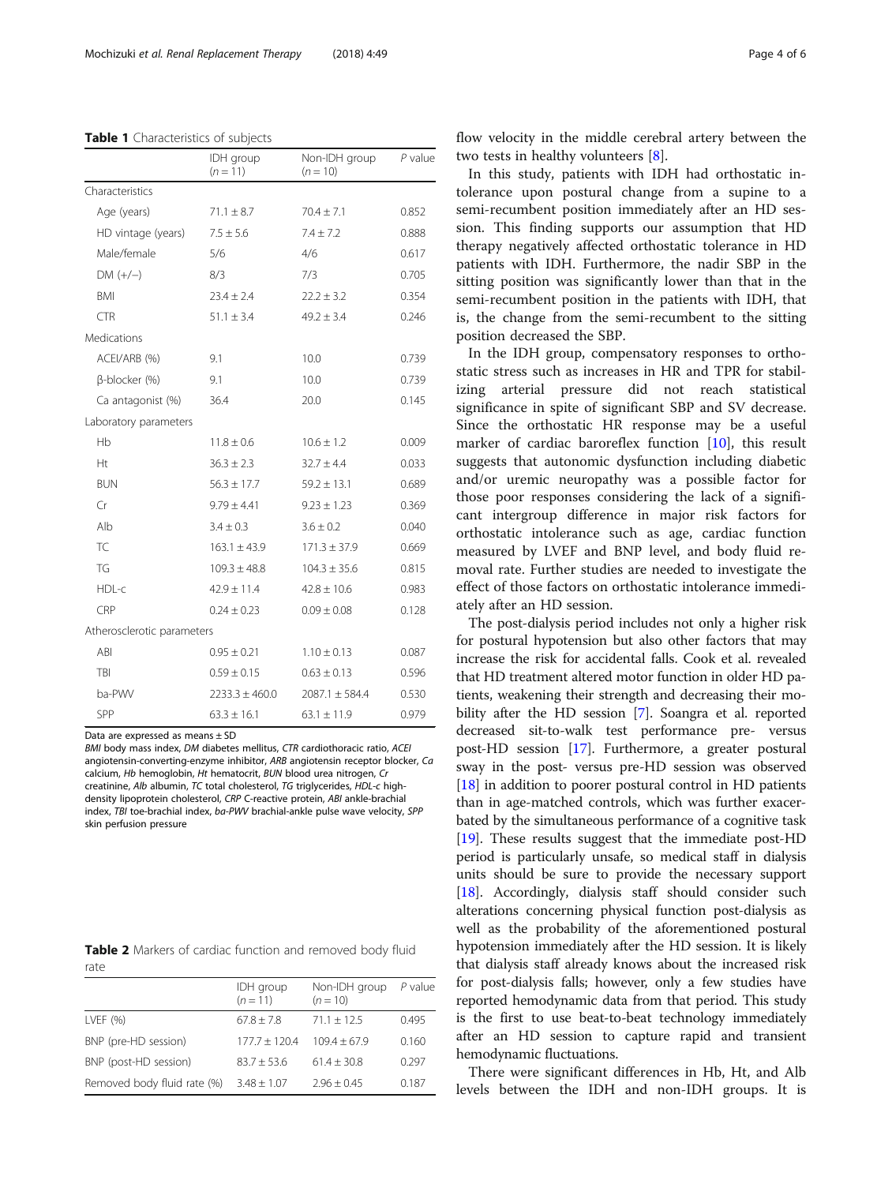**Table 1** Characteristics of subjects

| | IDH group (*n* = 11) | Non-IDH group (*n* = 10) | *P* value |
|---|---|---|---|
| Characteristics | | | |
| Age (years) | 71.1 ± 8.7 | 70.4 ± 7.1 | 0.852 |
| HD vintage (years) | 7.5 ± 5.6 | 7.4 ± 7.2 | 0.888 |
| Male/female | 5/6 | 4/6 | 0.617 |
| DM (+/−) | 8/3 | 7/3 | 0.705 |
| BMI | 23.4 ± 2.4 | 22.2 ± 3.2 | 0.354 |
| CTR | 51.1 ± 3.4 | 49.2 ± 3.4 | 0.246 |
| Medications | | | |
| ACEI/ARB (%) | 9.1 | 10.0 | 0.739 |
| β-blocker (%) | 9.1 | 10.0 | 0.739 |
| Ca antagonist (%) | 36.4 | 20.0 | 0.145 |
| Laboratory parameters | | | |
| Hb | 11.8 ± 0.6 | 10.6 ± 1.2 | 0.009 |
| Ht | 36.3 ± 2.3 | 32.7 ± 4.4 | 0.033 |
| BUN | 56.3 ± 17.7 | 59.2 ± 13.1 | 0.689 |
| Cr | 9.79 ± 4.41 | 9.23 ± 1.23 | 0.369 |
| Alb | 3.4 ± 0.3 | 3.6 ± 0.2 | 0.040 |
| TC | 163.1 ± 43.9 | 171.3 ± 37.9 | 0.669 |
| TG | 109.3 ± 48.8 | 104.3 ± 35.6 | 0.815 |
| HDL-c | 42.9 ± 11.4 | 42.8 ± 10.6 | 0.983 |
| CRP | 0.24 ± 0.23 | 0.09 ± 0.08 | 0.128 |
| Atherosclerotic parameters | | | |
| ABI | 0.95 ± 0.21 | 1.10 ± 0.13 | 0.087 |
| TBI | 0.59 ± 0.15 | 0.63 ± 0.13 | 0.596 |
| ba-PWV | 2233.3 ± 460.0 | 2087.1 ± 584.4 | 0.530 |
| SPP | 63.3 ± 16.1 | 63.1 ± 11.9 | 0.979 |

Data are expressed as means ± SD

*BMI* body mass index, *DM* diabetes mellitus, *CTR* cardiothoracic ratio, *ACEI* angiotensin-converting-enzyme inhibitor, *ARB* angiotensin receptor blocker, *Ca* calcium, *Hb* hemoglobin, *Ht* hematocrit, *BUN* blood urea nitrogen, *Cr* creatinine, *Alb* albumin, *TC* total cholesterol, *TG* triglycerides, *HDL-c* high-density lipoprotein cholesterol, *CRP* C-reactive protein, *ABI* ankle-brachial index, *TBI* toe-brachial index, *ba-PWV* brachial-ankle pulse wave velocity, *SPP* skin perfusion pressure

**Table 2** Markers of cardiac function and removed body fluid rate

| | IDH group (*n* = 11) | Non-IDH group (*n* = 10) | *P* value |
|---|---|---|---|
| LVEF (%) | 67.8 ± 7.8 | 71.1 ± 12.5 | 0.495 |
| BNP (pre-HD session) | 177.7 ± 120.4 | 109.4 ± 67.9 | 0.160 |
| BNP (post-HD session) | 83.7 ± 53.6 | 61.4 ± 30.8 | 0.297 |
| Removed body fluid rate (%) | 3.48 ± 1.07 | 2.96 ± 0.45 | 0.187 |

flow velocity in the middle cerebral artery between the two tests in healthy volunteers [8].

In this study, patients with IDH had orthostatic intolerance upon postural change from a supine to a semi-recumbent position immediately after an HD session. This finding supports our assumption that HD therapy negatively affected orthostatic tolerance in HD patients with IDH. Furthermore, the nadir SBP in the sitting position was significantly lower than that in the semi-recumbent position in the patients with IDH, that is, the change from the semi-recumbent to the sitting position decreased the SBP.

In the IDH group, compensatory responses to orthostatic stress such as increases in HR and TPR for stabilizing arterial pressure did not reach statistical significance in spite of significant SBP and SV decrease. Since the orthostatic HR response may be a useful marker of cardiac baroreflex function [10], this result suggests that autonomic dysfunction including diabetic and/or uremic neuropathy was a possible factor for those poor responses considering the lack of a significant intergroup difference in major risk factors for orthostatic intolerance such as age, cardiac function measured by LVEF and BNP level, and body fluid removal rate. Further studies are needed to investigate the effect of those factors on orthostatic intolerance immediately after an HD session.

The post-dialysis period includes not only a higher risk for postural hypotension but also other factors that may increase the risk for accidental falls. Cook et al. revealed that HD treatment altered motor function in older HD patients, weakening their strength and decreasing their mobility after the HD session [7]. Soangra et al. reported decreased sit-to-walk test performance pre- versus post-HD session [17]. Furthermore, a greater postural sway in the post- versus pre-HD session was observed [18] in addition to poorer postural control in HD patients than in age-matched controls, which was further exacerbated by the simultaneous performance of a cognitive task [19]. These results suggest that the immediate post-HD period is particularly unsafe, so medical staff in dialysis units should be sure to provide the necessary support [18]. Accordingly, dialysis staff should consider such alterations concerning physical function post-dialysis as well as the probability of the aforementioned postural hypotension immediately after the HD session. It is likely that dialysis staff already knows about the increased risk for post-dialysis falls; however, only a few studies have reported hemodynamic data from that period. This study is the first to use beat-to-beat technology immediately after an HD session to capture rapid and transient hemodynamic fluctuations.

There were significant differences in Hb, Ht, and Alb levels between the IDH and non-IDH groups. It is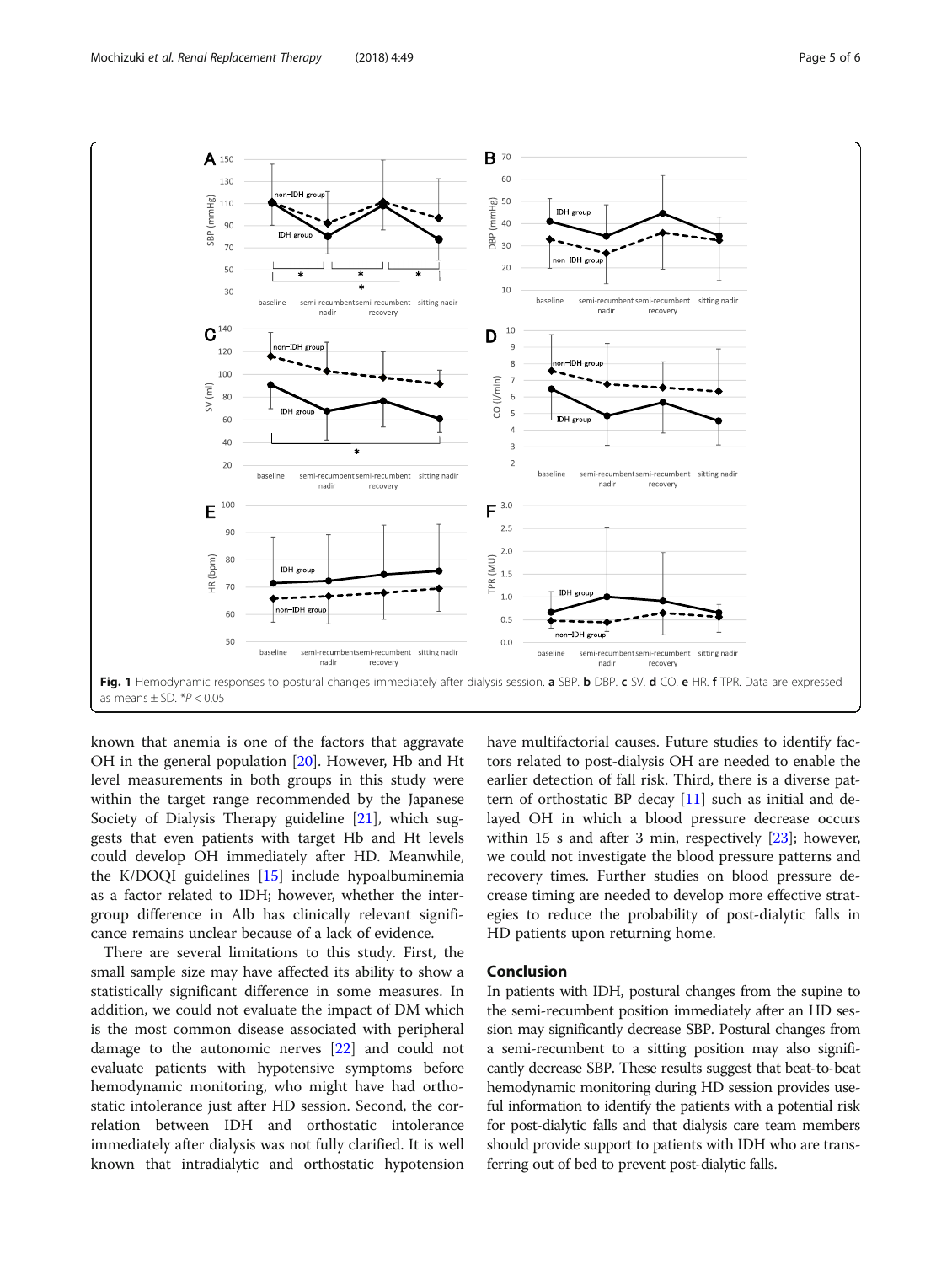A
150
130
110
90
70
50
30
SBP (mmHg)
non-IDH group
IDH group
*
*
*
*
baseline
semi-recumbent nadir
semi-recumbent recovery
sitting nadir

B
70
60
50
40
30
20
10
DBP (mmHg)
IDH group
non-IDH group
baseline
semi-recumbent nadir
semi-recumbent recovery
sitting nadir

C
140
120
100
80
60
40
20
SV (ml)
non-IDH group
IDH group
*
baseline
semi-recumbent nadir
semi-recumbent recovery
sitting nadir

D
10
9
8
7
6
5
4
3
2
CO (l/min)
non-IDH group
IDH group
baseline
semi-recumbent nadir
semi-recumbent recovery
sitting nadir

E
100
90
80
70
60
50
HR (bpm)
IDH group
non-IDH group
baseline
semi-recumbent nadir
semi-recumbent recovery
sitting nadir

F
3.0
2.5
2.0
1.5
1.0
0.5
0.0
TPR (MU)
IDH group
non-IDH group
baseline
semi-recumbent nadir
semi-recumbent recovery
sitting nadir

**Fig. 1** Hemodynamic responses to postural changes immediately after dialysis session. **a** SBP. **b** DBP. **c** SV. **d** CO. **e** HR. **f** TPR. Data are expressed as means ± SD. *$P < 0.05$

known that anemia is one of the factors that aggravate OH in the general population [20]. However, Hb and Ht level measurements in both groups in this study were within the target range recommended by the Japanese Society of Dialysis Therapy guideline [21], which suggests that even patients with target Hb and Ht levels could develop OH immediately after HD. Meanwhile, the K/DOQI guidelines [15] include hypoalbuminemia as a factor related to IDH; however, whether the intergroup difference in Alb has clinically relevant significance remains unclear because of a lack of evidence.

There are several limitations to this study. First, the small sample size may have affected its ability to show a statistically significant difference in some measures. In addition, we could not evaluate the impact of DM which is the most common disease associated with peripheral damage to the autonomic nerves [22] and could not evaluate patients with hypotensive symptoms before hemodynamic monitoring, who might have had orthostatic intolerance just after HD session. Second, the correlation between IDH and orthostatic intolerance immediately after dialysis was not fully clarified. It is well known that intradialytic and orthostatic hypotension have multifactorial causes. Future studies to identify factors related to post-dialysis OH are needed to enable the earlier detection of fall risk. Third, there is a diverse pattern of orthostatic BP decay [11] such as initial and delayed OH in which a blood pressure decrease occurs within 15 s and after 3 min, respectively [23]; however, we could not investigate the blood pressure patterns and recovery times. Further studies on blood pressure decrease timing are needed to develop more effective strategies to reduce the probability of post-dialytic falls in HD patients upon returning home.

## Conclusion

In patients with IDH, postural changes from the supine to the semi-recumbent position immediately after an HD session may significantly decrease SBP. Postural changes from a semi-recumbent to a sitting position may also significantly decrease SBP. These results suggest that beat-to-beat hemodynamic monitoring during HD session provides useful information to identify the patients with a potential risk for post-dialytic falls and that dialysis care team members should provide support to patients with IDH who are transferring out of bed to prevent post-dialytic falls.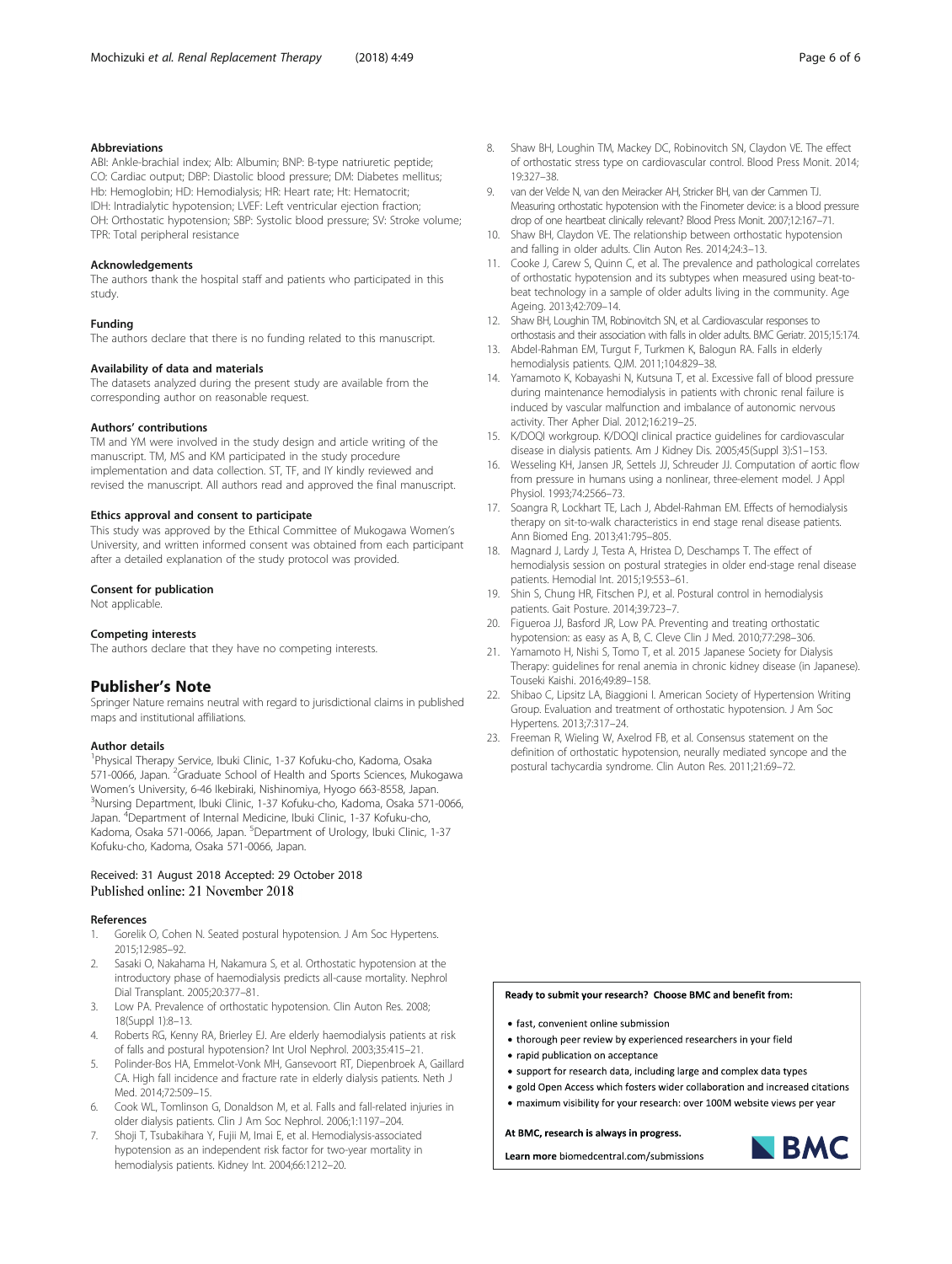### Abbreviations

ABI: Ankle-brachial index; Alb: Albumin; BNP: B-type natriuretic peptide; CO: Cardiac output; DBP: Diastolic blood pressure; DM: Diabetes mellitus; Hb: Hemoglobin; HD: Hemodialysis; HR: Heart rate; Ht: Hematocrit; IDH: Intradialytic hypotension; LVEF: Left ventricular ejection fraction; OH: Orthostatic hypotension; SBP: Systolic blood pressure; SV: Stroke volume; TPR: Total peripheral resistance

### Acknowledgements

The authors thank the hospital staff and patients who participated in this study.

### Funding

The authors declare that there is no funding related to this manuscript.

### Availability of data and materials

The datasets analyzed during the present study are available from the corresponding author on reasonable request.

### Authors' contributions

TM and YM were involved in the study design and article writing of the manuscript. TM, MS and KM participated in the study procedure implementation and data collection. ST, TF, and IY kindly reviewed and revised the manuscript. All authors read and approved the final manuscript.

### Ethics approval and consent to participate

This study was approved by the Ethical Committee of Mukogawa Women's University, and written informed consent was obtained from each participant after a detailed explanation of the study protocol was provided.

### Consent for publication

Not applicable.

### Competing interests

The authors declare that they have no competing interests.

## Publisher's Note

Springer Nature remains neutral with regard to jurisdictional claims in published maps and institutional affiliations.

### Author details

[1]Physical Therapy Service, Ibuki Clinic, 1-37 Kofuku-cho, Kadoma, Osaka 571-0066, Japan. [2]Graduate School of Health and Sports Sciences, Mukogawa Women's University, 6-46 Ikebiraki, Nishinomiya, Hyogo 663-8558, Japan. [3]Nursing Department, Ibuki Clinic, 1-37 Kofuku-cho, Kadoma, Osaka 571-0066, Japan. [4]Department of Internal Medicine, Ibuki Clinic, 1-37 Kofuku-cho, Kadoma, Osaka 571-0066, Japan. [5]Department of Urology, Ibuki Clinic, 1-37 Kofuku-cho, Kadoma, Osaka 571-0066, Japan.

Received: 31 August 2018 Accepted: 29 October 2018
Published online: 21 November 2018

### References

1. Gorelik O, Cohen N. Seated postural hypotension. J Am Soc Hypertens. 2015;12:985–92.
2. Sasaki O, Nakahama H, Nakamura S, et al. Orthostatic hypotension at the introductory phase of haemodialysis predicts all-cause mortality. Nephrol Dial Transplant. 2005;20:377–81.
3. Low PA. Prevalence of orthostatic hypotension. Clin Auton Res. 2008; 18(Suppl 1):8–13.
4. Roberts RG, Kenny RA, Brierley EJ. Are elderly haemodialysis patients at risk of falls and postural hypotension? Int Urol Nephrol. 2003;35:415–21.
5. Polinder-Bos HA, Emmelot-Vonk MH, Gansevoort RT, Diepenbroek A, Gaillard CA. High fall incidence and fracture rate in elderly dialysis patients. Neth J Med. 2014;72:509–15.
6. Cook WL, Tomlinson G, Donaldson M, et al. Falls and fall-related injuries in older dialysis patients. Clin J Am Soc Nephrol. 2006;1:1197–204.
7. Shoji T, Tsubakihara Y, Fujii M, Imai E, et al. Hemodialysis-associated hypotension as an independent risk factor for two-year mortality in hemodialysis patients. Kidney Int. 2004;66:1212–20.
8. Shaw BH, Loughin TM, Mackey DC, Robinovitch SN, Claydon VE. The effect of orthostatic stress type on cardiovascular control. Blood Press Monit. 2014; 19:327–38.
9. van der Velde N, van den Meiracker AH, Stricker BH, van der Cammen TJ. Measuring orthostatic hypotension with the Finometer device: is a blood pressure drop of one heartbeat clinically relevant? Blood Press Monit. 2007;12:167–71.
10. Shaw BH, Claydon VE. The relationship between orthostatic hypotension and falling in older adults. Clin Auton Res. 2014;24:3–13.
11. Cooke J, Carew S, Quinn C, et al. The prevalence and pathological correlates of orthostatic hypotension and its subtypes when measured using beat-to-beat technology in a sample of older adults living in the community. Age Ageing. 2013;42:709–14.
12. Shaw BH, Loughin TM, Robinovitch SN, et al. Cardiovascular responses to orthostasis and their association with falls in older adults. BMC Geriatr. 2015;15:174.
13. Abdel-Rahman EM, Turgut F, Turkmen K, Balogun RA. Falls in elderly hemodialysis patients. QJM. 2011;104:829–38.
14. Yamamoto K, Kobayashi N, Kutsuna T, et al. Excessive fall of blood pressure during maintenance hemodialysis in patients with chronic renal failure is induced by vascular malfunction and imbalance of autonomic nervous activity. Ther Apher Dial. 2012;16:219–25.
15. K/DOQI workgroup. K/DOQI clinical practice guidelines for cardiovascular disease in dialysis patients. Am J Kidney Dis. 2005;45(Suppl 3):S1–153.
16. Wesseling KH, Jansen JR, Settels JJ, Schreuder JJ. Computation of aortic flow from pressure in humans using a nonlinear, three-element model. J Appl Physiol. 1993;74:2566–73.
17. Soangra R, Lockhart TE, Lach J, Abdel-Rahman EM. Effects of hemodialysis therapy on sit-to-walk characteristics in end stage renal disease patients. Ann Biomed Eng. 2013;41:795–805.
18. Magnard J, Lardy J, Testa A, Hristea D, Deschamps T. The effect of hemodialysis session on postural strategies in older end-stage renal disease patients. Hemodial Int. 2015;19:553–61.
19. Shin S, Chung HR, Fitschen PJ, et al. Postural control in hemodialysis patients. Gait Posture. 2014;39:723–7.
20. Figueroa JJ, Basford JR, Low PA. Preventing and treating orthostatic hypotension: as easy as A, B, C. Cleve Clin J Med. 2010;77:298–306.
21. Yamamoto H, Nishi S, Tomo T, et al. 2015 Japanese Society for Dialysis Therapy: guidelines for renal anemia in chronic kidney disease (in Japanese). Touseki Kaishi. 2016;49:89–158.
22. Shibao C, Lipsitz LA, Biaggioni I. American Society of Hypertension Writing Group. Evaluation and treatment of orthostatic hypotension. J Am Soc Hypertens. 2013;7:317–24.
23. Freeman R, Wieling W, Axelrod FB, et al. Consensus statement on the definition of orthostatic hypotension, neurally mediated syncope and the postural tachycardia syndrome. Clin Auton Res. 2011;21:69–72.

**Ready to submit your research? Choose BMC and benefit from:**

- fast, convenient online submission
- thorough peer review by experienced researchers in your field
- rapid publication on acceptance
- support for research data, including large and complex data types
- gold Open Access which fosters wider collaboration and increased citations
- maximum visibility for your research: over 100M website views per year

**At BMC, research is always in progress.**

**Learn more** biomedcentral.com/submissions

BMC